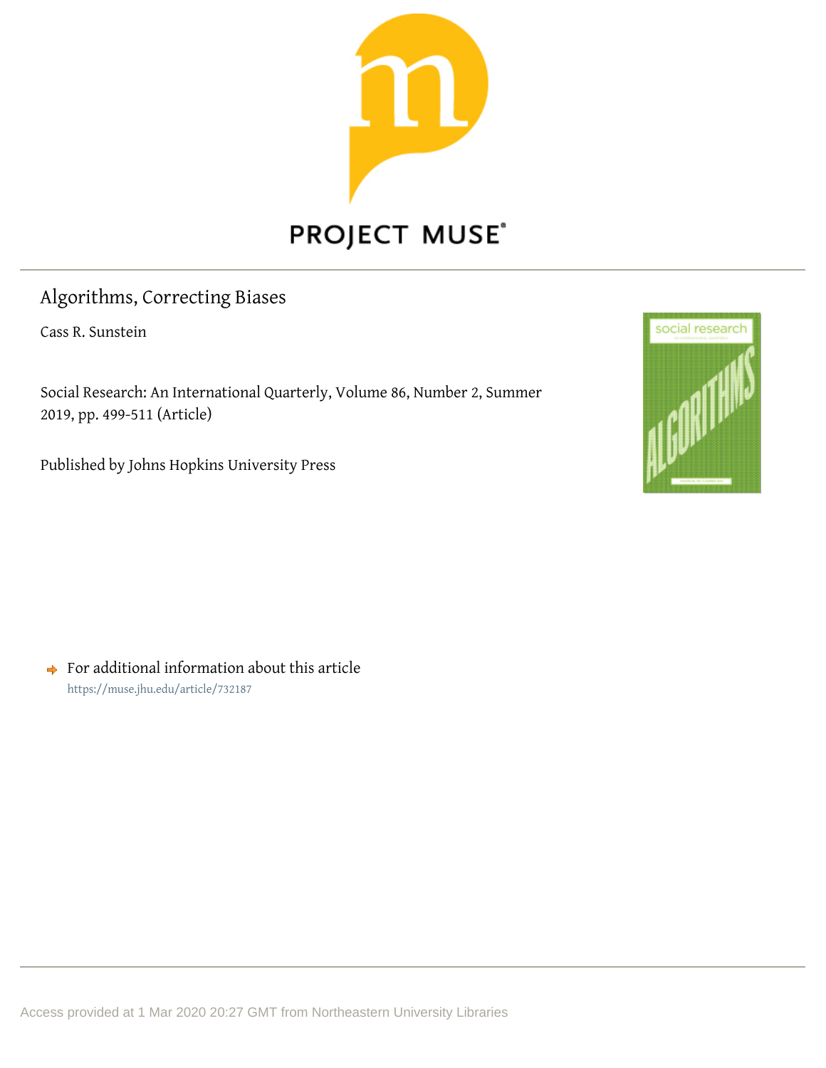PROJECT MUSE

# Algorithms, Correcting Biases

Cass R. Sunstein

Social Research: An International Quarterly, Volume 86, Number 2, Summer 2019, pp. 499-511 (Article)

Published by Johns Hopkins University Press

For additional information about this article
https://muse.jhu.edu/article/732187

Access provided at 1 Mar 2020 20:27 GMT from Northeastern University Libraries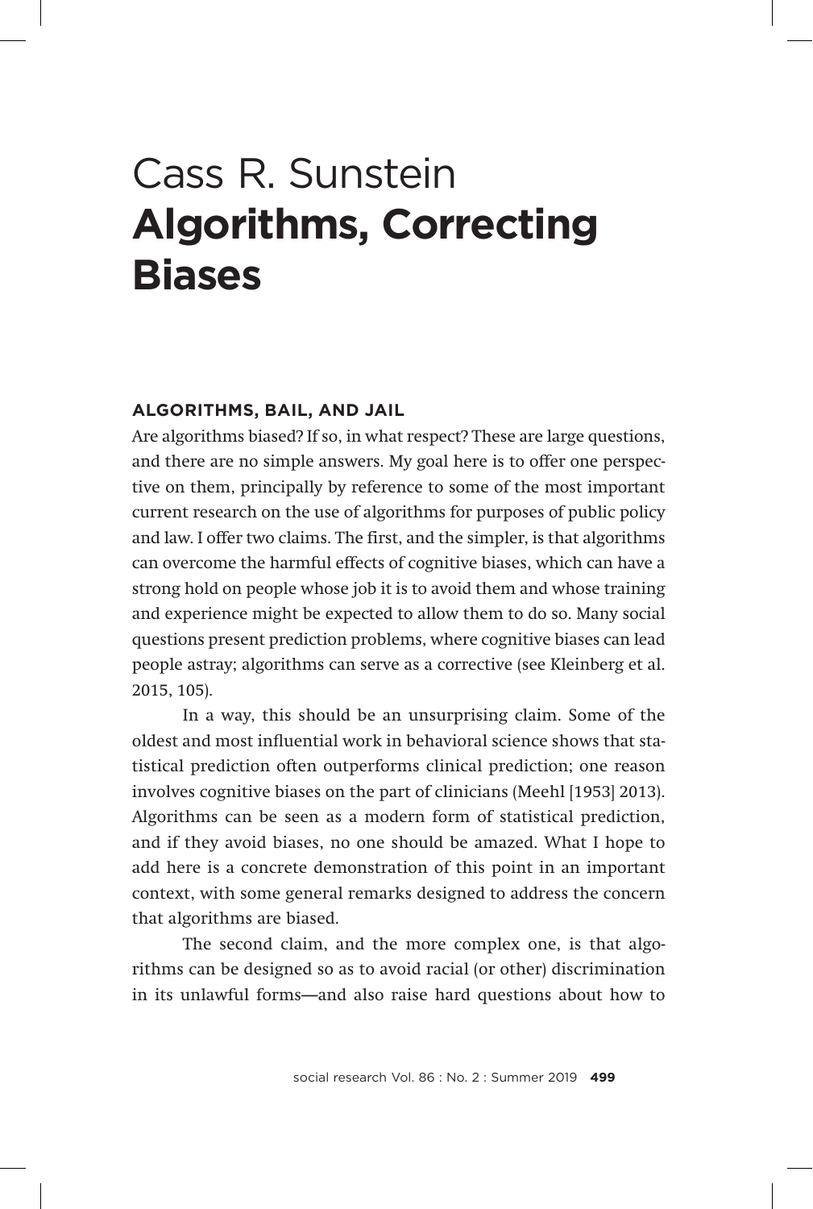# Cass R. Sunstein
# **Algorithms, Correcting Biases**

### **ALGORITHMS, BAIL, AND JAIL**

Are algorithms biased? If so, in what respect? These are large questions, and there are no simple answers. My goal here is to offer one perspective on them, principally by reference to some of the most important current research on the use of algorithms for purposes of public policy and law. I offer two claims. The first, and the simpler, is that algorithms can overcome the harmful effects of cognitive biases, which can have a strong hold on people whose job it is to avoid them and whose training and experience might be expected to allow them to do so. Many social questions present prediction problems, where cognitive biases can lead people astray; algorithms can serve as a corrective (see Kleinberg et al. 2015, 105).

In a way, this should be an unsurprising claim. Some of the oldest and most influential work in behavioral science shows that statistical prediction often outperforms clinical prediction; one reason involves cognitive biases on the part of clinicians (Meehl [1953] 2013). Algorithms can be seen as a modern form of statistical prediction, and if they avoid biases, no one should be amazed. What I hope to add here is a concrete demonstration of this point in an important context, with some general remarks designed to address the concern that algorithms are biased.

The second claim, and the more complex one, is that algorithms can be designed so as to avoid racial (or other) discrimination in its unlawful forms—and also raise hard questions about how to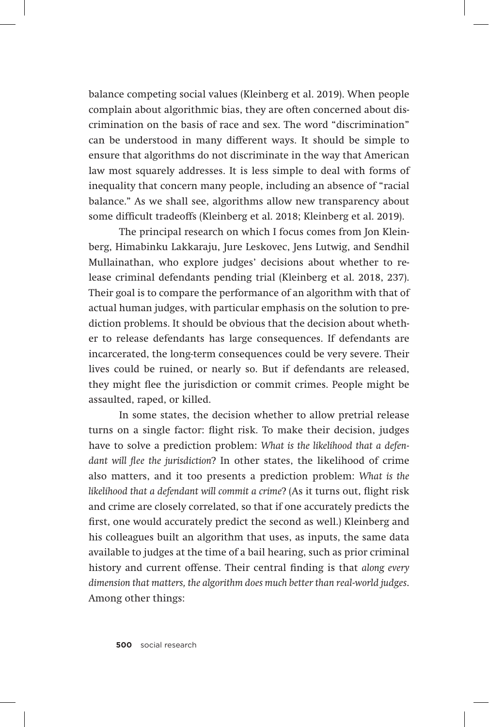balance competing social values (Kleinberg et al. 2019). When people complain about algorithmic bias, they are often concerned about discrimination on the basis of race and sex. The word "discrimination" can be understood in many different ways. It should be simple to ensure that algorithms do not discriminate in the way that American law most squarely addresses. It is less simple to deal with forms of inequality that concern many people, including an absence of "racial balance." As we shall see, algorithms allow new transparency about some difficult tradeoffs (Kleinberg et al. 2018; Kleinberg et al. 2019).

The principal research on which I focus comes from Jon Kleinberg, Himabinku Lakkaraju, Jure Leskovec, Jens Lutwig, and Sendhil Mullainathan, who explore judges' decisions about whether to release criminal defendants pending trial (Kleinberg et al. 2018, 237). Their goal is to compare the performance of an algorithm with that of actual human judges, with particular emphasis on the solution to prediction problems. It should be obvious that the decision about whether to release defendants has large consequences. If defendants are incarcerated, the long-term consequences could be very severe. Their lives could be ruined, or nearly so. But if defendants are released, they might flee the jurisdiction or commit crimes. People might be assaulted, raped, or killed.

In some states, the decision whether to allow pretrial release turns on a single factor: flight risk. To make their decision, judges have to solve a prediction problem: *What is the likelihood that a defendant will flee the jurisdiction*? In other states, the likelihood of crime also matters, and it too presents a prediction problem: *What is the likelihood that a defendant will commit a crime*? (As it turns out, flight risk and crime are closely correlated, so that if one accurately predicts the first, one would accurately predict the second as well.) Kleinberg and his colleagues built an algorithm that uses, as inputs, the same data available to judges at the time of a bail hearing, such as prior criminal history and current offense. Their central finding is that *along every dimension that matters, the algorithm does much better than real-world judges*. Among other things: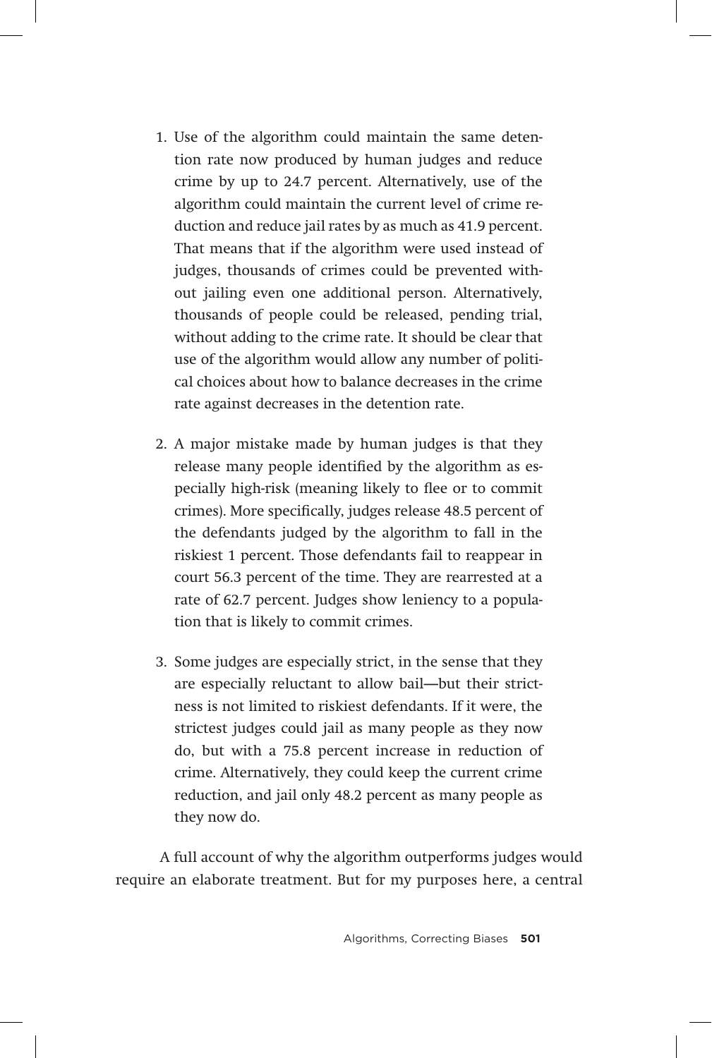1. Use of the algorithm could maintain the same detention rate now produced by human judges and reduce crime by up to 24.7 percent. Alternatively, use of the algorithm could maintain the current level of crime reduction and reduce jail rates by as much as 41.9 percent. That means that if the algorithm were used instead of judges, thousands of crimes could be prevented without jailing even one additional person. Alternatively, thousands of people could be released, pending trial, without adding to the crime rate. It should be clear that use of the algorithm would allow any number of political choices about how to balance decreases in the crime rate against decreases in the detention rate.

2. A major mistake made by human judges is that they release many people identified by the algorithm as especially high-risk (meaning likely to flee or to commit crimes). More specifically, judges release 48.5 percent of the defendants judged by the algorithm to fall in the riskiest 1 percent. Those defendants fail to reappear in court 56.3 percent of the time. They are rearrested at a rate of 62.7 percent. Judges show leniency to a population that is likely to commit crimes.

3. Some judges are especially strict, in the sense that they are especially reluctant to allow bail—but their strictness is not limited to riskiest defendants. If it were, the strictest judges could jail as many people as they now do, but with a 75.8 percent increase in reduction of crime. Alternatively, they could keep the current crime reduction, and jail only 48.2 percent as many people as they now do.

A full account of why the algorithm outperforms judges would require an elaborate treatment. But for my purposes here, a central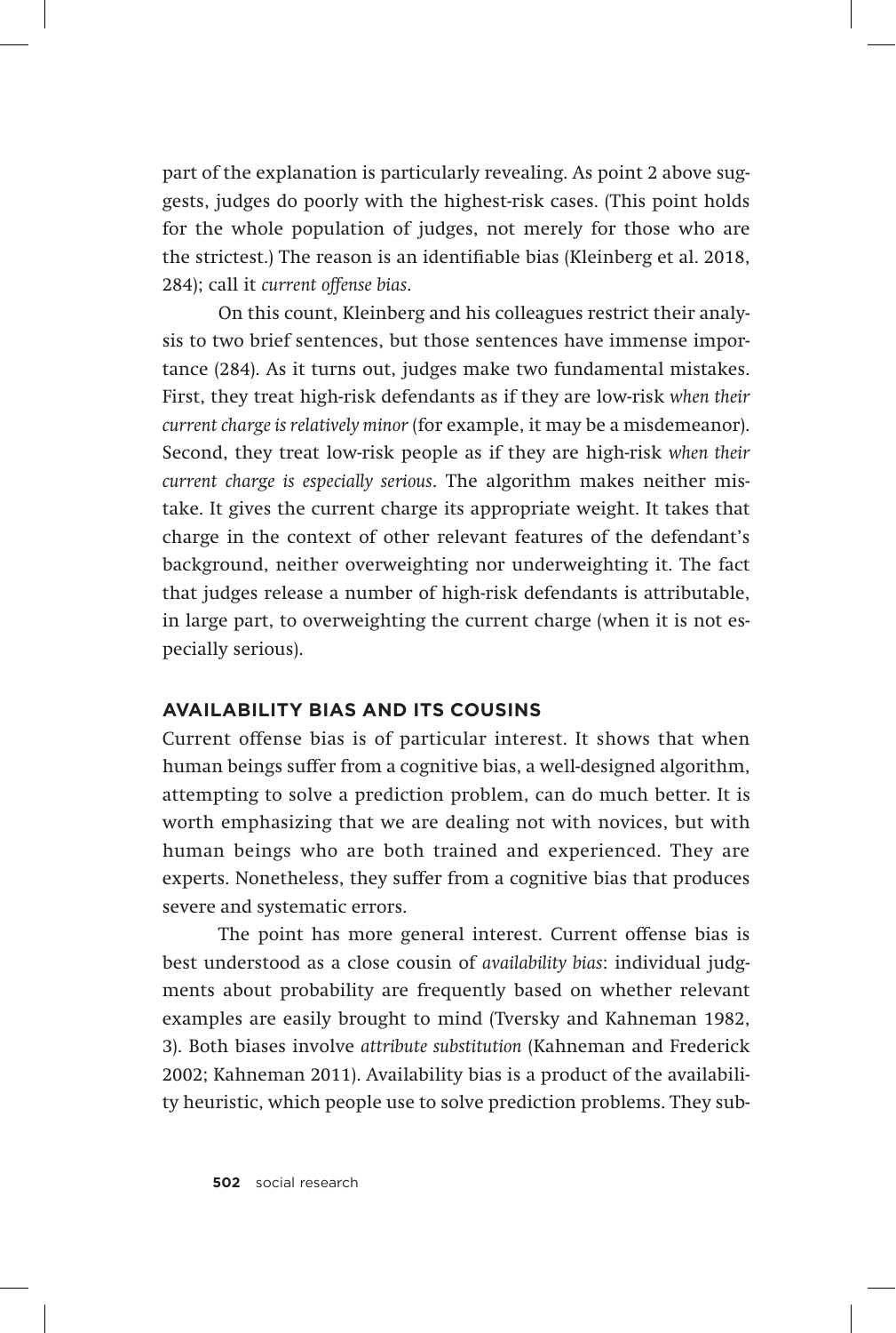part of the explanation is particularly revealing. As point 2 above suggests, judges do poorly with the highest-risk cases. (This point holds for the whole population of judges, not merely for those who are the strictest.) The reason is an identifiable bias (Kleinberg et al. 2018, 284); call it *current offense bias*.

On this count, Kleinberg and his colleagues restrict their analysis to two brief sentences, but those sentences have immense importance (284). As it turns out, judges make two fundamental mistakes. First, they treat high-risk defendants as if they are low-risk *when their current charge is relatively minor* (for example, it may be a misdemeanor). Second, they treat low-risk people as if they are high-risk *when their current charge is especially serious*. The algorithm makes neither mistake. It gives the current charge its appropriate weight. It takes that charge in the context of other relevant features of the defendant's background, neither overweighting nor underweighting it. The fact that judges release a number of high-risk defendants is attributable, in large part, to overweighting the current charge (when it is not especially serious).

## AVAILABILITY BIAS AND ITS COUSINS

Current offense bias is of particular interest. It shows that when human beings suffer from a cognitive bias, a well-designed algorithm, attempting to solve a prediction problem, can do much better. It is worth emphasizing that we are dealing not with novices, but with human beings who are both trained and experienced. They are experts. Nonetheless, they suffer from a cognitive bias that produces severe and systematic errors.

The point has more general interest. Current offense bias is best understood as a close cousin of *availability bias*: individual judgments about probability are frequently based on whether relevant examples are easily brought to mind (Tversky and Kahneman 1982, 3). Both biases involve *attribute substitution* (Kahneman and Frederick 2002; Kahneman 2011). Availability bias is a product of the availability heuristic, which people use to solve prediction problems. They sub-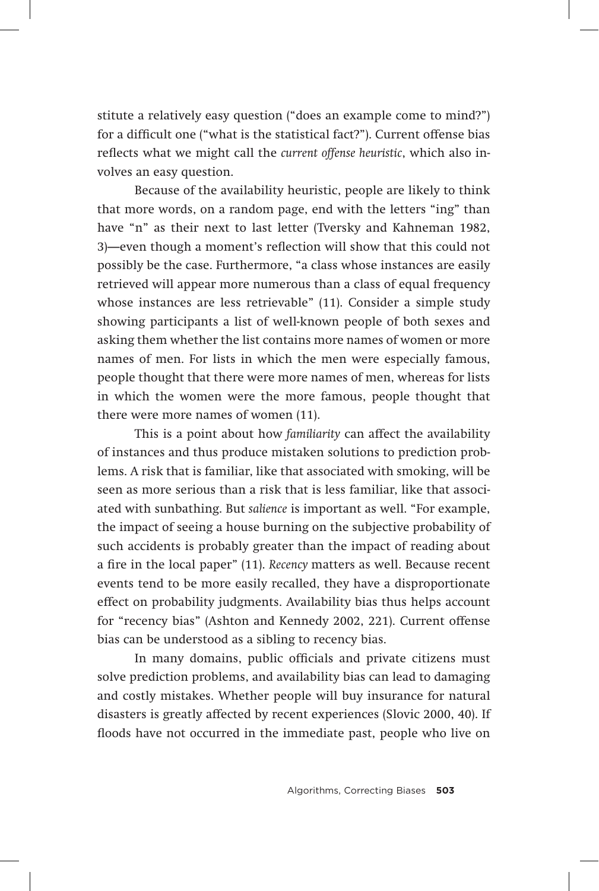stitute a relatively easy question ("does an example come to mind?") for a difficult one ("what is the statistical fact?"). Current offense bias reflects what we might call the *current offense heuristic*, which also involves an easy question.

Because of the availability heuristic, people are likely to think that more words, on a random page, end with the letters "ing" than have "n" as their next to last letter (Tversky and Kahneman 1982, 3)—even though a moment's reflection will show that this could not possibly be the case. Furthermore, "a class whose instances are easily retrieved will appear more numerous than a class of equal frequency whose instances are less retrievable" (11). Consider a simple study showing participants a list of well-known people of both sexes and asking them whether the list contains more names of women or more names of men. For lists in which the men were especially famous, people thought that there were more names of men, whereas for lists in which the women were the more famous, people thought that there were more names of women (11).

This is a point about how *familiarity* can affect the availability of instances and thus produce mistaken solutions to prediction problems. A risk that is familiar, like that associated with smoking, will be seen as more serious than a risk that is less familiar, like that associated with sunbathing. But *salience* is important as well. "For example, the impact of seeing a house burning on the subjective probability of such accidents is probably greater than the impact of reading about a fire in the local paper" (11). *Recency* matters as well. Because recent events tend to be more easily recalled, they have a disproportionate effect on probability judgments. Availability bias thus helps account for "recency bias" (Ashton and Kennedy 2002, 221). Current offense bias can be understood as a sibling to recency bias.

In many domains, public officials and private citizens must solve prediction problems, and availability bias can lead to damaging and costly mistakes. Whether people will buy insurance for natural disasters is greatly affected by recent experiences (Slovic 2000, 40). If floods have not occurred in the immediate past, people who live on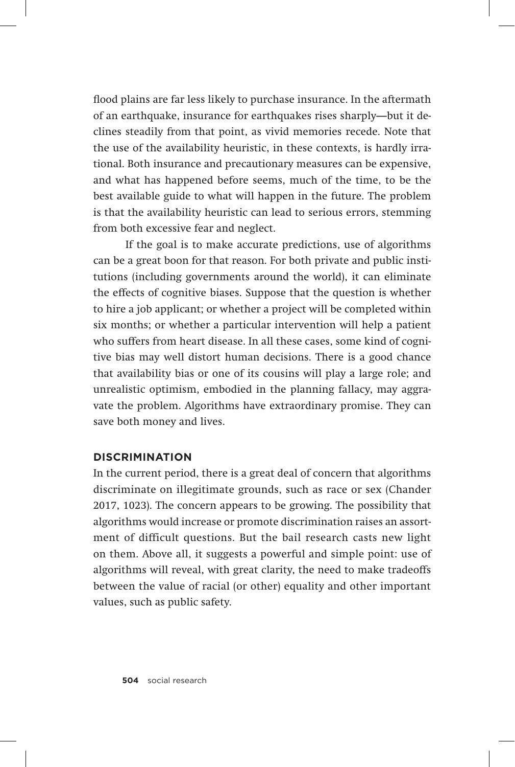flood plains are far less likely to purchase insurance. In the aftermath of an earthquake, insurance for earthquakes rises sharply—but it declines steadily from that point, as vivid memories recede. Note that the use of the availability heuristic, in these contexts, is hardly irrational. Both insurance and precautionary measures can be expensive, and what has happened before seems, much of the time, to be the best available guide to what will happen in the future. The problem is that the availability heuristic can lead to serious errors, stemming from both excessive fear and neglect.

If the goal is to make accurate predictions, use of algorithms can be a great boon for that reason. For both private and public institutions (including governments around the world), it can eliminate the effects of cognitive biases. Suppose that the question is whether to hire a job applicant; or whether a project will be completed within six months; or whether a particular intervention will help a patient who suffers from heart disease. In all these cases, some kind of cognitive bias may well distort human decisions. There is a good chance that availability bias or one of its cousins will play a large role; and unrealistic optimism, embodied in the planning fallacy, may aggravate the problem. Algorithms have extraordinary promise. They can save both money and lives.

## DISCRIMINATION

In the current period, there is a great deal of concern that algorithms discriminate on illegitimate grounds, such as race or sex (Chander 2017, 1023). The concern appears to be growing. The possibility that algorithms would increase or promote discrimination raises an assortment of difficult questions. But the bail research casts new light on them. Above all, it suggests a powerful and simple point: use of algorithms will reveal, with great clarity, the need to make tradeoffs between the value of racial (or other) equality and other important values, such as public safety.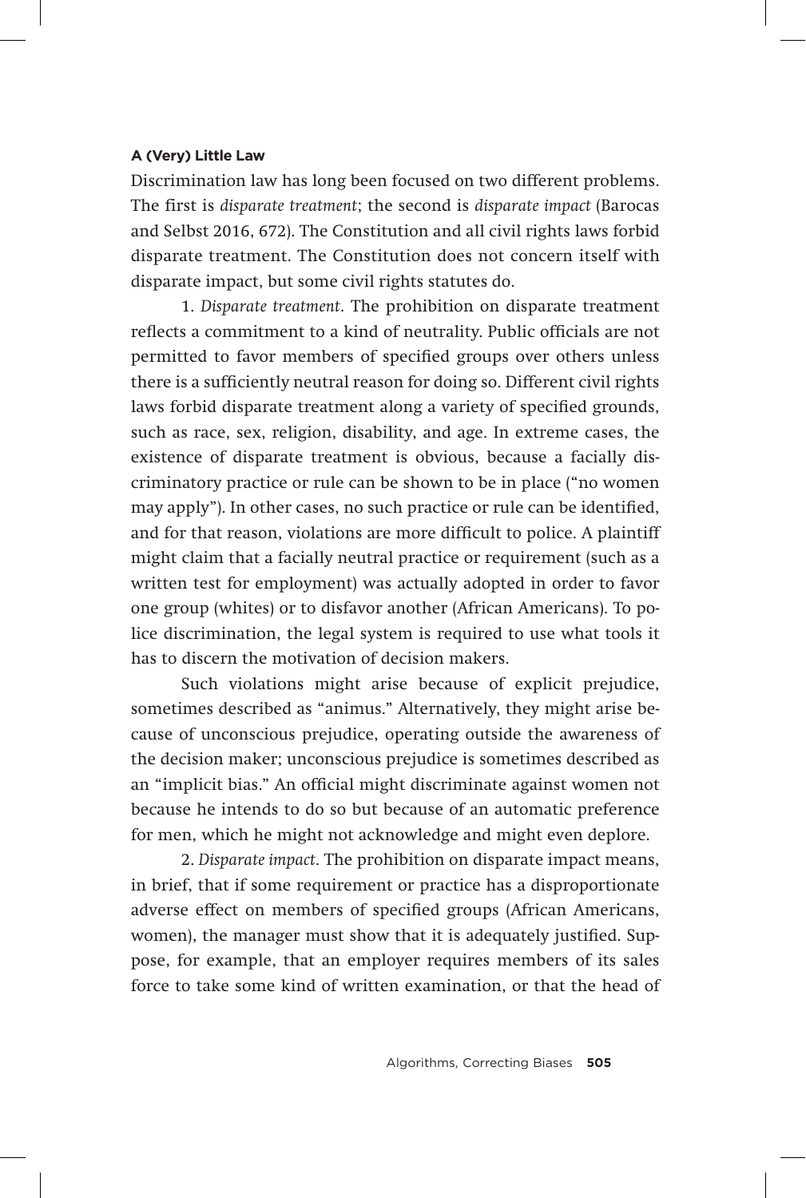**A (Very) Little Law**

Discrimination law has long been focused on two different problems. The first is *disparate treatment*; the second is *disparate impact* (Barocas and Selbst 2016, 672). The Constitution and all civil rights laws forbid disparate treatment. The Constitution does not concern itself with disparate impact, but some civil rights statutes do.

1. *Disparate treatment*. The prohibition on disparate treatment reflects a commitment to a kind of neutrality. Public officials are not permitted to favor members of specified groups over others unless there is a sufficiently neutral reason for doing so. Different civil rights laws forbid disparate treatment along a variety of specified grounds, such as race, sex, religion, disability, and age. In extreme cases, the existence of disparate treatment is obvious, because a facially discriminatory practice or rule can be shown to be in place ("no women may apply"). In other cases, no such practice or rule can be identified, and for that reason, violations are more difficult to police. A plaintiff might claim that a facially neutral practice or requirement (such as a written test for employment) was actually adopted in order to favor one group (whites) or to disfavor another (African Americans). To police discrimination, the legal system is required to use what tools it has to discern the motivation of decision makers.

Such violations might arise because of explicit prejudice, sometimes described as "animus." Alternatively, they might arise because of unconscious prejudice, operating outside the awareness of the decision maker; unconscious prejudice is sometimes described as an "implicit bias." An official might discriminate against women not because he intends to do so but because of an automatic preference for men, which he might not acknowledge and might even deplore.

2. *Disparate impact*. The prohibition on disparate impact means, in brief, that if some requirement or practice has a disproportionate adverse effect on members of specified groups (African Americans, women), the manager must show that it is adequately justified. Suppose, for example, that an employer requires members of its sales force to take some kind of written examination, or that the head of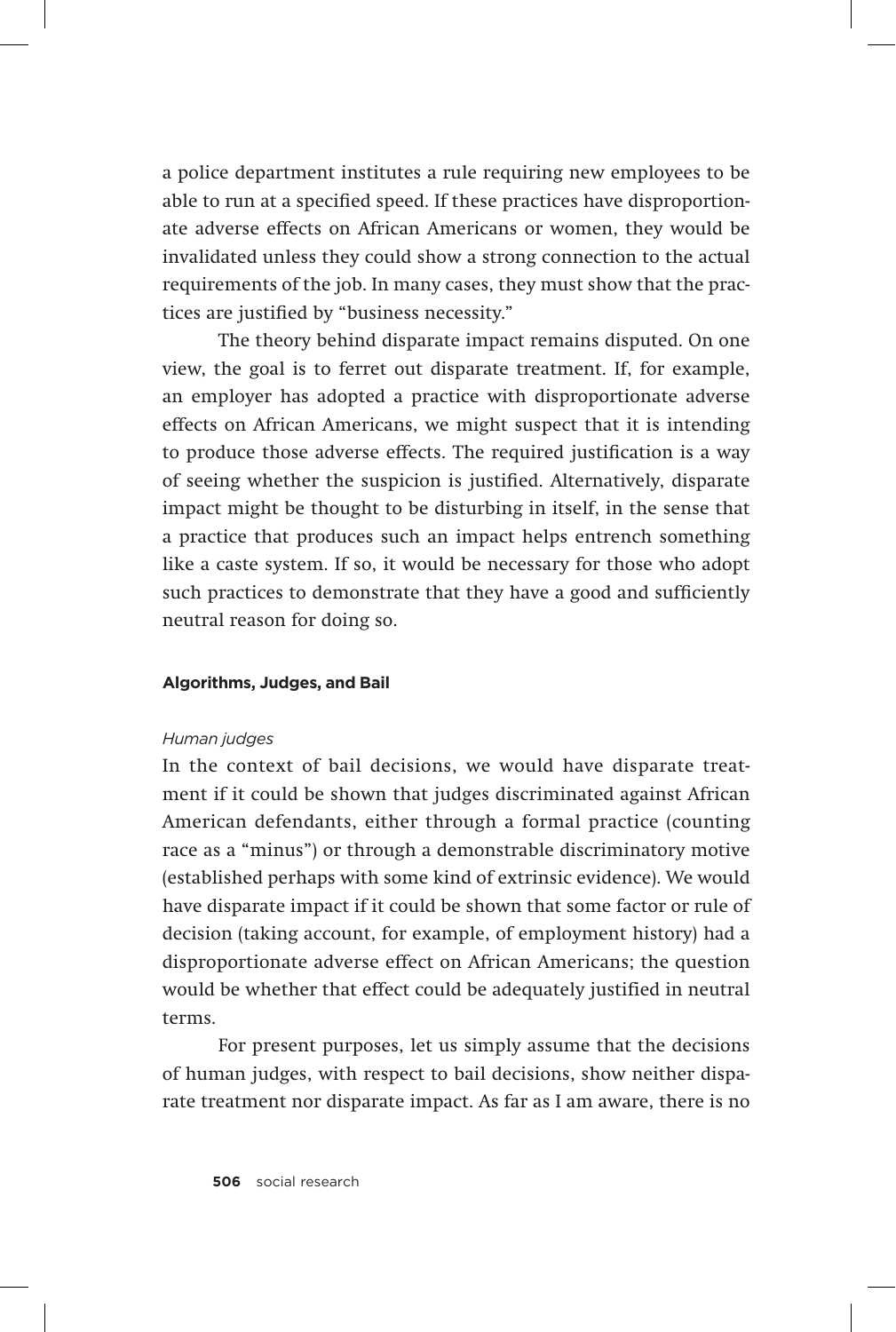a police department institutes a rule requiring new employees to be able to run at a specified speed. If these practices have disproportionate adverse effects on African Americans or women, they would be invalidated unless they could show a strong connection to the actual requirements of the job. In many cases, they must show that the practices are justified by "business necessity."

The theory behind disparate impact remains disputed. On one view, the goal is to ferret out disparate treatment. If, for example, an employer has adopted a practice with disproportionate adverse effects on African Americans, we might suspect that it is intending to produce those adverse effects. The required justification is a way of seeing whether the suspicion is justified. Alternatively, disparate impact might be thought to be disturbing in itself, in the sense that a practice that produces such an impact helps entrench something like a caste system. If so, it would be necessary for those who adopt such practices to demonstrate that they have a good and sufficiently neutral reason for doing so.

### Algorithms, Judges, and Bail

#### *Human judges*

In the context of bail decisions, we would have disparate treatment if it could be shown that judges discriminated against African American defendants, either through a formal practice (counting race as a "minus") or through a demonstrable discriminatory motive (established perhaps with some kind of extrinsic evidence). We would have disparate impact if it could be shown that some factor or rule of decision (taking account, for example, of employment history) had a disproportionate adverse effect on African Americans; the question would be whether that effect could be adequately justified in neutral terms.

For present purposes, let us simply assume that the decisions of human judges, with respect to bail decisions, show neither disparate treatment nor disparate impact. As far as I am aware, there is no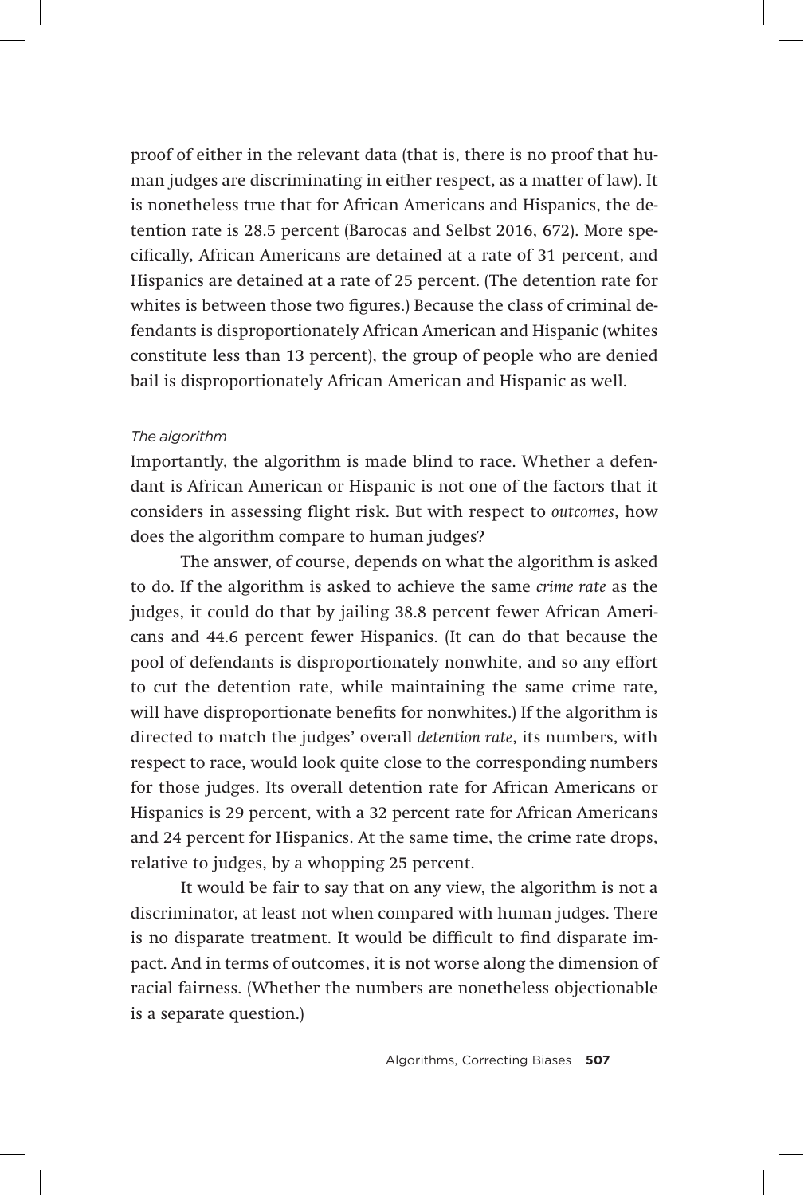proof of either in the relevant data (that is, there is no proof that human judges are discriminating in either respect, as a matter of law). It is nonetheless true that for African Americans and Hispanics, the detention rate is 28.5 percent (Barocas and Selbst 2016, 672). More specifically, African Americans are detained at a rate of 31 percent, and Hispanics are detained at a rate of 25 percent. (The detention rate for whites is between those two figures.) Because the class of criminal defendants is disproportionately African American and Hispanic (whites constitute less than 13 percent), the group of people who are denied bail is disproportionately African American and Hispanic as well.

*The algorithm*

Importantly, the algorithm is made blind to race. Whether a defendant is African American or Hispanic is not one of the factors that it considers in assessing flight risk. But with respect to *outcomes*, how does the algorithm compare to human judges?

The answer, of course, depends on what the algorithm is asked to do. If the algorithm is asked to achieve the same *crime rate* as the judges, it could do that by jailing 38.8 percent fewer African Americans and 44.6 percent fewer Hispanics. (It can do that because the pool of defendants is disproportionately nonwhite, and so any effort to cut the detention rate, while maintaining the same crime rate, will have disproportionate benefits for nonwhites.) If the algorithm is directed to match the judges' overall *detention rate*, its numbers, with respect to race, would look quite close to the corresponding numbers for those judges. Its overall detention rate for African Americans or Hispanics is 29 percent, with a 32 percent rate for African Americans and 24 percent for Hispanics. At the same time, the crime rate drops, relative to judges, by a whopping 25 percent.

It would be fair to say that on any view, the algorithm is not a discriminator, at least not when compared with human judges. There is no disparate treatment. It would be difficult to find disparate impact. And in terms of outcomes, it is not worse along the dimension of racial fairness. (Whether the numbers are nonetheless objectionable is a separate question.)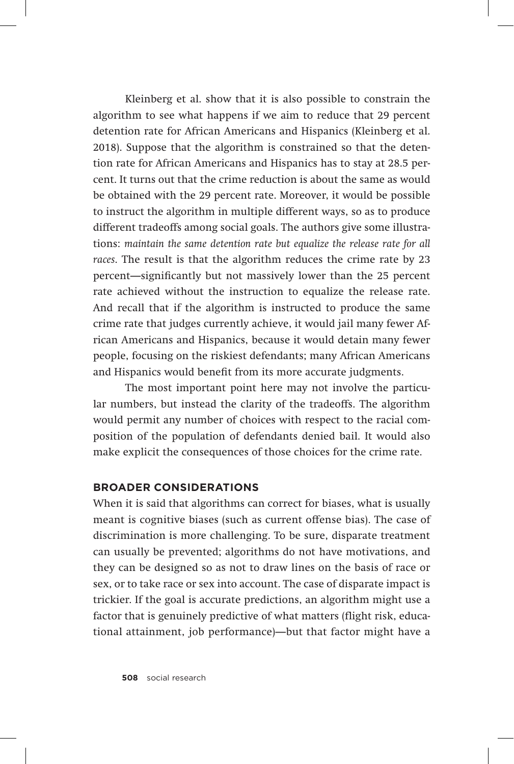Kleinberg et al. show that it is also possible to constrain the algorithm to see what happens if we aim to reduce that 29 percent detention rate for African Americans and Hispanics (Kleinberg et al. 2018). Suppose that the algorithm is constrained so that the detention rate for African Americans and Hispanics has to stay at 28.5 percent. It turns out that the crime reduction is about the same as would be obtained with the 29 percent rate. Moreover, it would be possible to instruct the algorithm in multiple different ways, so as to produce different tradeoffs among social goals. The authors give some illustrations: *maintain the same detention rate but equalize the release rate for all races*. The result is that the algorithm reduces the crime rate by 23 percent—significantly but not massively lower than the 25 percent rate achieved without the instruction to equalize the release rate. And recall that if the algorithm is instructed to produce the same crime rate that judges currently achieve, it would jail many fewer African Americans and Hispanics, because it would detain many fewer people, focusing on the riskiest defendants; many African Americans and Hispanics would benefit from its more accurate judgments.

The most important point here may not involve the particular numbers, but instead the clarity of the tradeoffs. The algorithm would permit any number of choices with respect to the racial composition of the population of defendants denied bail. It would also make explicit the consequences of those choices for the crime rate.

## BROADER CONSIDERATIONS

When it is said that algorithms can correct for biases, what is usually meant is cognitive biases (such as current offense bias). The case of discrimination is more challenging. To be sure, disparate treatment can usually be prevented; algorithms do not have motivations, and they can be designed so as not to draw lines on the basis of race or sex, or to take race or sex into account. The case of disparate impact is trickier. If the goal is accurate predictions, an algorithm might use a factor that is genuinely predictive of what matters (flight risk, educational attainment, job performance)—but that factor might have a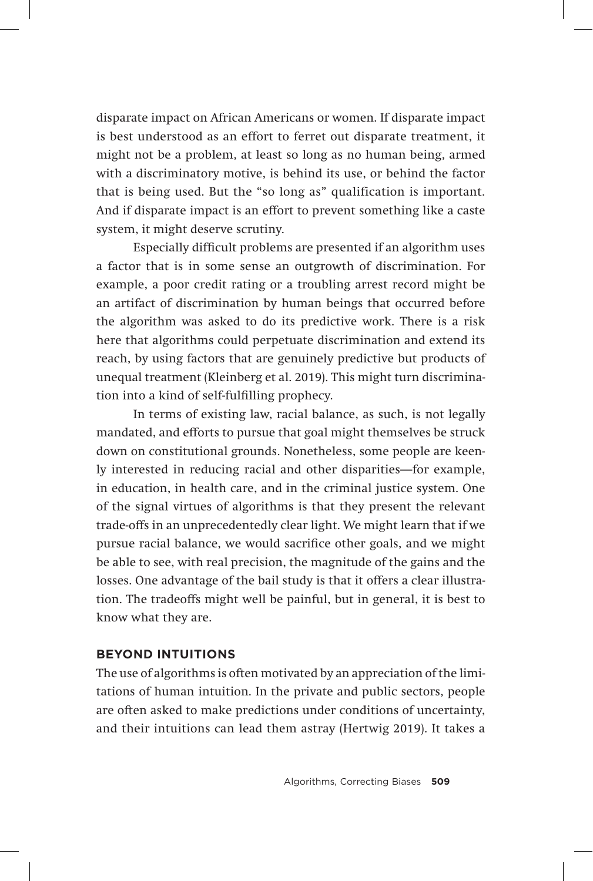disparate impact on African Americans or women. If disparate impact is best understood as an effort to ferret out disparate treatment, it might not be a problem, at least so long as no human being, armed with a discriminatory motive, is behind its use, or behind the factor that is being used. But the "so long as" qualification is important. And if disparate impact is an effort to prevent something like a caste system, it might deserve scrutiny.

Especially difficult problems are presented if an algorithm uses a factor that is in some sense an outgrowth of discrimination. For example, a poor credit rating or a troubling arrest record might be an artifact of discrimination by human beings that occurred before the algorithm was asked to do its predictive work. There is a risk here that algorithms could perpetuate discrimination and extend its reach, by using factors that are genuinely predictive but products of unequal treatment (Kleinberg et al. 2019). This might turn discrimination into a kind of self-fulfilling prophecy.

In terms of existing law, racial balance, as such, is not legally mandated, and efforts to pursue that goal might themselves be struck down on constitutional grounds. Nonetheless, some people are keenly interested in reducing racial and other disparities—for example, in education, in health care, and in the criminal justice system. One of the signal virtues of algorithms is that they present the relevant trade-offs in an unprecedentedly clear light. We might learn that if we pursue racial balance, we would sacrifice other goals, and we might be able to see, with real precision, the magnitude of the gains and the losses. One advantage of the bail study is that it offers a clear illustration. The tradeoffs might well be painful, but in general, it is best to know what they are.

## BEYOND INTUITIONS

The use of algorithms is often motivated by an appreciation of the limitations of human intuition. In the private and public sectors, people are often asked to make predictions under conditions of uncertainty, and their intuitions can lead them astray (Hertwig 2019). It takes a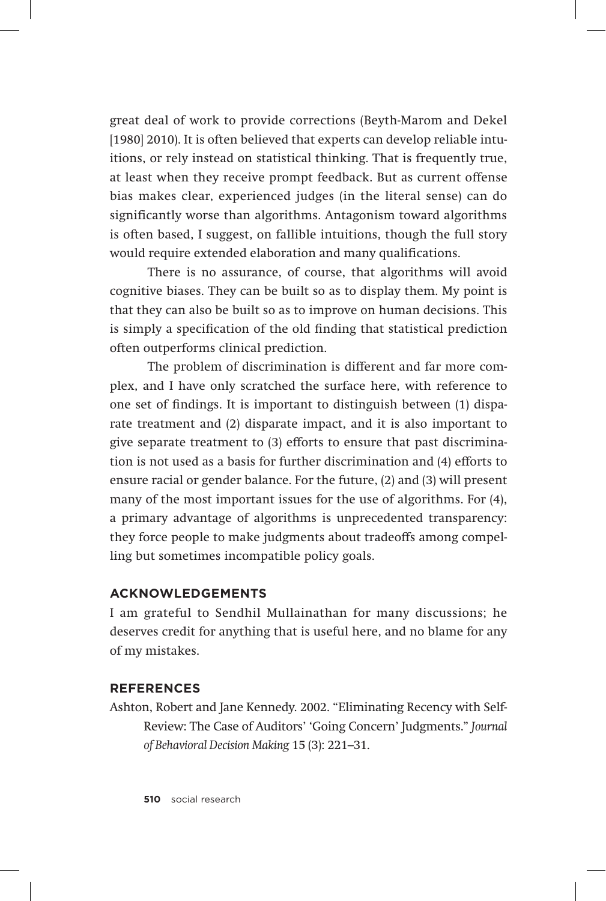great deal of work to provide corrections (Beyth-Marom and Dekel [1980] 2010). It is often believed that experts can develop reliable intuitions, or rely instead on statistical thinking. That is frequently true, at least when they receive prompt feedback. But as current offense bias makes clear, experienced judges (in the literal sense) can do significantly worse than algorithms. Antagonism toward algorithms is often based, I suggest, on fallible intuitions, though the full story would require extended elaboration and many qualifications.

There is no assurance, of course, that algorithms will avoid cognitive biases. They can be built so as to display them. My point is that they can also be built so as to improve on human decisions. This is simply a specification of the old finding that statistical prediction often outperforms clinical prediction.

The problem of discrimination is different and far more complex, and I have only scratched the surface here, with reference to one set of findings. It is important to distinguish between (1) disparate treatment and (2) disparate impact, and it is also important to give separate treatment to (3) efforts to ensure that past discrimination is not used as a basis for further discrimination and (4) efforts to ensure racial or gender balance. For the future, (2) and (3) will present many of the most important issues for the use of algorithms. For (4), a primary advantage of algorithms is unprecedented transparency: they force people to make judgments about tradeoffs among compelling but sometimes incompatible policy goals.

## ACKNOWLEDGEMENTS

I am grateful to Sendhil Mullainathan for many discussions; he deserves credit for anything that is useful here, and no blame for any of my mistakes.

## REFERENCES

Ashton, Robert and Jane Kennedy. 2002. "Eliminating Recency with Self-Review: The Case of Auditors' 'Going Concern' Judgments." *Journal of Behavioral Decision Making* 15 (3): 221–31.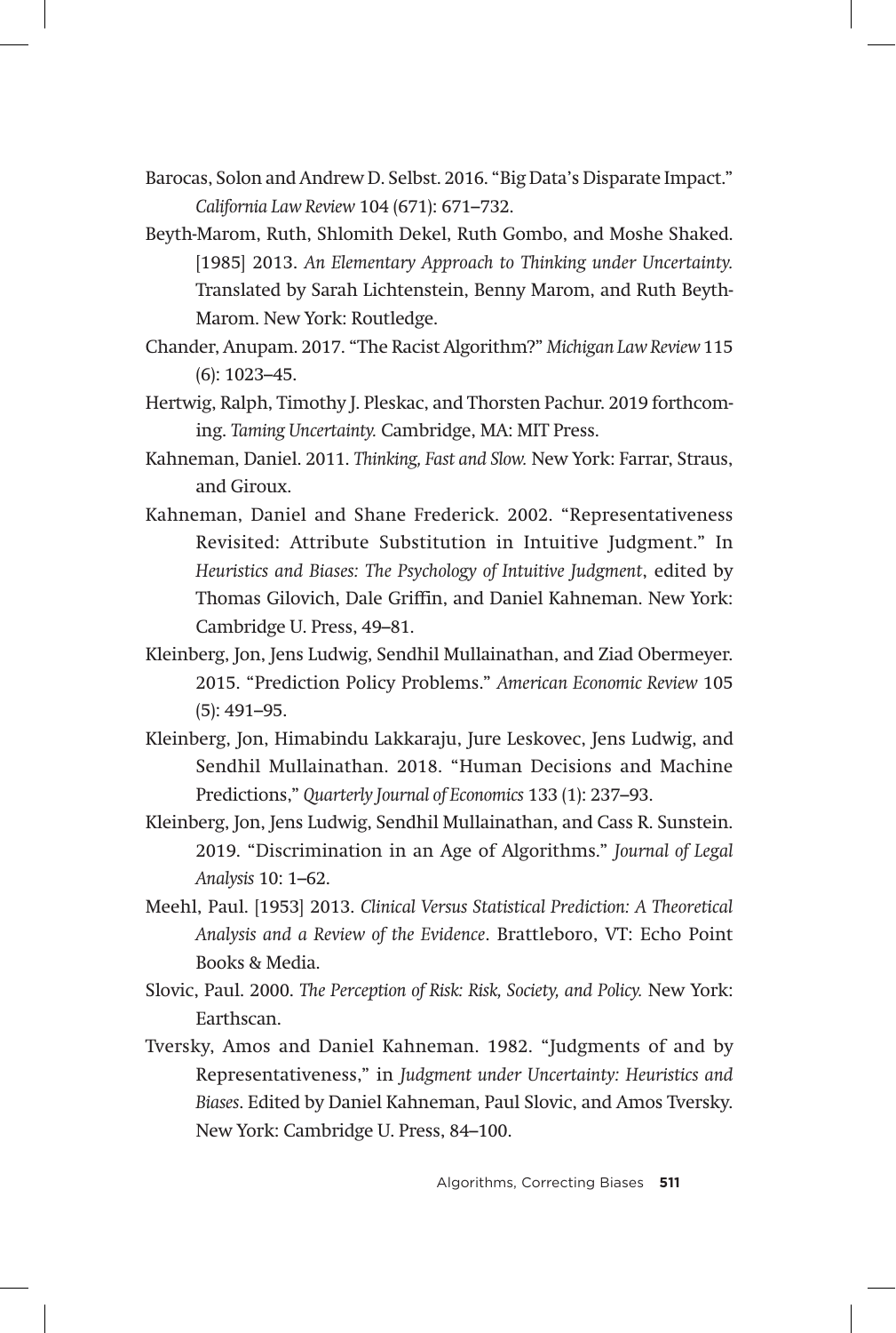Barocas, Solon and Andrew D. Selbst. 2016. "Big Data's Disparate Impact." *California Law Review* 104 (671): 671–732.

Beyth-Marom, Ruth, Shlomith Dekel, Ruth Gombo, and Moshe Shaked. [1985] 2013. *An Elementary Approach to Thinking under Uncertainty.* Translated by Sarah Lichtenstein, Benny Marom, and Ruth Beyth-Marom. New York: Routledge.

Chander, Anupam. 2017. "The Racist Algorithm?" *Michigan Law Review* 115 (6): 1023–45.

Hertwig, Ralph, Timothy J. Pleskac, and Thorsten Pachur. 2019 forthcoming. *Taming Uncertainty.* Cambridge, MA: MIT Press.

Kahneman, Daniel. 2011. *Thinking, Fast and Slow.* New York: Farrar, Straus, and Giroux.

Kahneman, Daniel and Shane Frederick. 2002. "Representativeness Revisited: Attribute Substitution in Intuitive Judgment." In *Heuristics and Biases: The Psychology of Intuitive Judgment*, edited by Thomas Gilovich, Dale Griffin, and Daniel Kahneman. New York: Cambridge U. Press, 49–81.

Kleinberg, Jon, Jens Ludwig, Sendhil Mullainathan, and Ziad Obermeyer. 2015. "Prediction Policy Problems." *American Economic Review* 105 (5): 491–95.

Kleinberg, Jon, Himabindu Lakkaraju, Jure Leskovec, Jens Ludwig, and Sendhil Mullainathan. 2018. "Human Decisions and Machine Predictions," *Quarterly Journal of Economics* 133 (1): 237–93.

Kleinberg, Jon, Jens Ludwig, Sendhil Mullainathan, and Cass R. Sunstein. 2019. "Discrimination in an Age of Algorithms." *Journal of Legal Analysis* 10: 1–62.

Meehl, Paul. [1953] 2013. *Clinical Versus Statistical Prediction: A Theoretical Analysis and a Review of the Evidence*. Brattleboro, VT: Echo Point Books & Media.

Slovic, Paul. 2000. *The Perception of Risk: Risk, Society, and Policy.* New York: Earthscan.

Tversky, Amos and Daniel Kahneman. 1982. "Judgments of and by Representativeness," in *Judgment under Uncertainty: Heuristics and Biases*. Edited by Daniel Kahneman, Paul Slovic, and Amos Tversky. New York: Cambridge U. Press, 84–100.